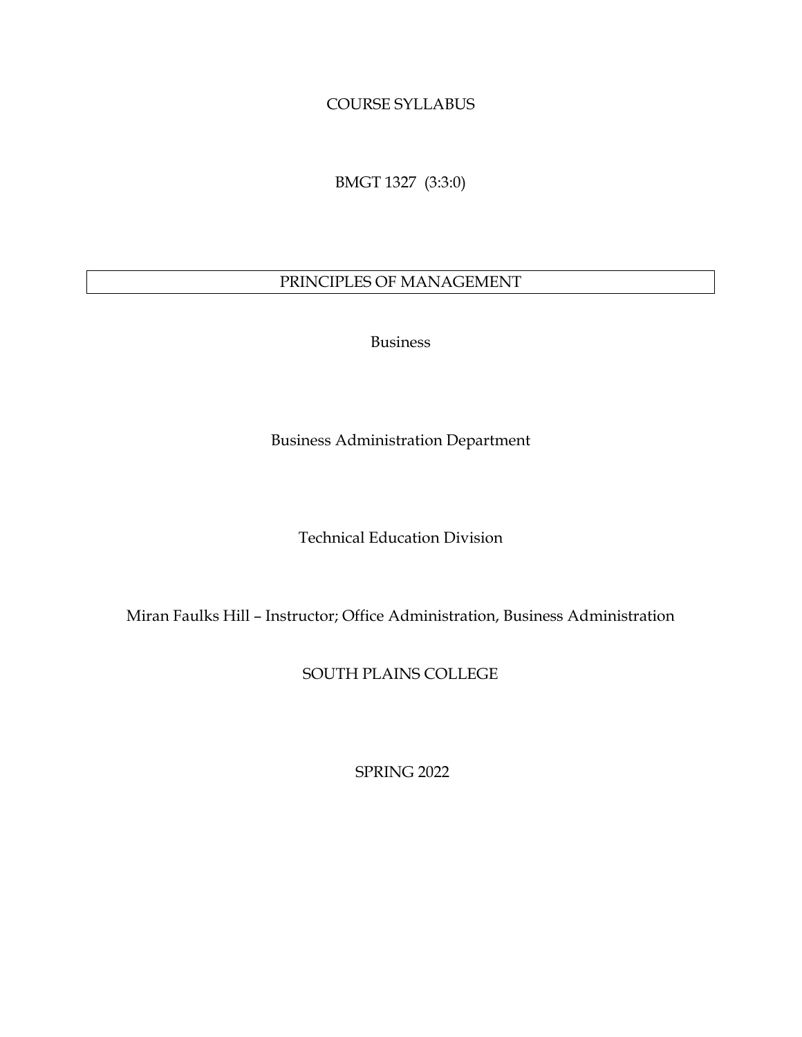COURSE SYLLABUS

BMGT 1327 (3:3:0)

# PRINCIPLES OF MANAGEMENT

Business

Business Administration Department

Technical Education Division

Miran Faulks Hill – Instructor; Office Administration, Business Administration

SOUTH PLAINS COLLEGE

SPRING 2022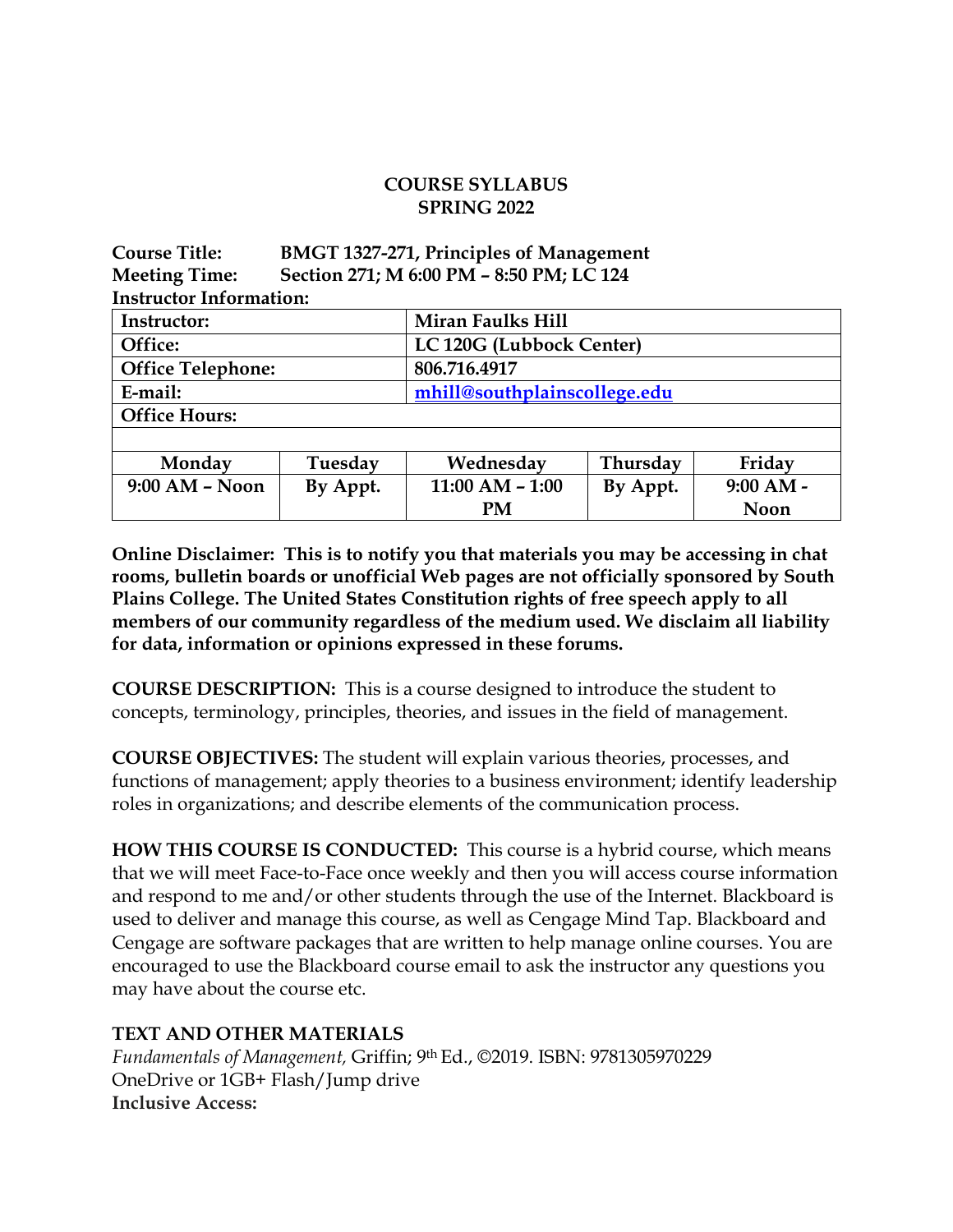**COURSE SYLLABUS**
**SPRING 2022**

**Course Title:** **BMGT 1327-271, Principles of Management**
**Meeting Time:** **Section 271; M 6:00 PM – 8:50 PM; LC 124**
**Instructor Information:**

| Instructor: | | Miran Faulks Hill | | |
|---|---|---|---|---|
| Office: | | LC 120G (Lubbock Center) | | |
| Office Telephone: | | 806.716.4917 | | |
| E-mail: | | mhill@southplainscollege.edu | | |
| Office Hours: | | | | |
| | | | | |
| Monday | Tuesday | Wednesday | Thursday | Friday |
| 9:00 AM – Noon | By Appt. | 11:00 AM – 1:00 PM | By Appt. | 9:00 AM - Noon |

**Online Disclaimer: This is to notify you that materials you may be accessing in chat rooms, bulletin boards or unofficial Web pages are not officially sponsored by South Plains College. The United States Constitution rights of free speech apply to all members of our community regardless of the medium used. We disclaim all liability for data, information or opinions expressed in these forums.**

**COURSE DESCRIPTION:** This is a course designed to introduce the student to concepts, terminology, principles, theories, and issues in the field of management.

**COURSE OBJECTIVES:** The student will explain various theories, processes, and functions of management; apply theories to a business environment; identify leadership roles in organizations; and describe elements of the communication process.

**HOW THIS COURSE IS CONDUCTED:** This course is a hybrid course, which means that we will meet Face-to-Face once weekly and then you will access course information and respond to me and/or other students through the use of the Internet. Blackboard is used to deliver and manage this course, as well as Cengage Mind Tap. Blackboard and Cengage are software packages that are written to help manage online courses. You are encouraged to use the Blackboard course email to ask the instructor any questions you may have about the course etc.

**TEXT AND OTHER MATERIALS**
*Fundamentals of Management,* Griffin; 9th Ed., ©2019. ISBN: 9781305970229
OneDrive or 1GB+ Flash/Jump drive
**Inclusive Access:**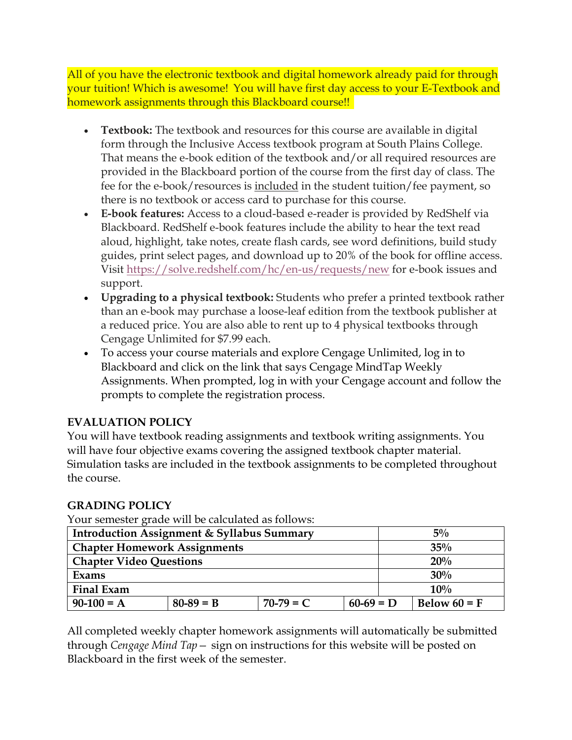All of you have the electronic textbook and digital homework already paid for through your tuition! Which is awesome! You will have first day access to your E-Textbook and homework assignments through this Blackboard course!!

- **Textbook:** The textbook and resources for this course are available in digital form through the Inclusive Access textbook program at South Plains College. That means the e-book edition of the textbook and/or all required resources are provided in the Blackboard portion of the course from the first day of class. The fee for the e-book/resources is included in the student tuition/fee payment, so there is no textbook or access card to purchase for this course.
- **E-book features:** Access to a cloud-based e-reader is provided by RedShelf via Blackboard. RedShelf e-book features include the ability to hear the text read aloud, highlight, take notes, create flash cards, see word definitions, build study guides, print select pages, and download up to 20% of the book for offline access. Visit https://solve.redshelf.com/hc/en-us/requests/new for e-book issues and support.
- **Upgrading to a physical textbook:** Students who prefer a printed textbook rather than an e-book may purchase a loose-leaf edition from the textbook publisher at a reduced price. You are also able to rent up to 4 physical textbooks through Cengage Unlimited for $7.99 each.
- To access your course materials and explore Cengage Unlimited, log in to Blackboard and click on the link that says Cengage MindTap Weekly Assignments. When prompted, log in with your Cengage account and follow the prompts to complete the registration process.

**EVALUATION POLICY**

You will have textbook reading assignments and textbook writing assignments. You will have four objective exams covering the assigned textbook chapter material. Simulation tasks are included in the textbook assignments to be completed throughout the course.

**GRADING POLICY**

Your semester grade will be calculated as follows:

| | | | | |
|---|---|---|---|---|
| **Introduction Assignment & Syllabus Summary** | | | | **5%** |
| **Chapter Homework Assignments** | | | | **35%** |
| **Chapter Video Questions** | | | | **20%** |
| **Exams** | | | | **30%** |
| **Final Exam** | | | | **10%** |
| **90-100 = A** | **80-89 = B** | **70-79 = C** | **60-69 = D** | **Below 60 = F** |

All completed weekly chapter homework assignments will automatically be submitted through *Cengage Mind Tap* – sign on instructions for this website will be posted on Blackboard in the first week of the semester.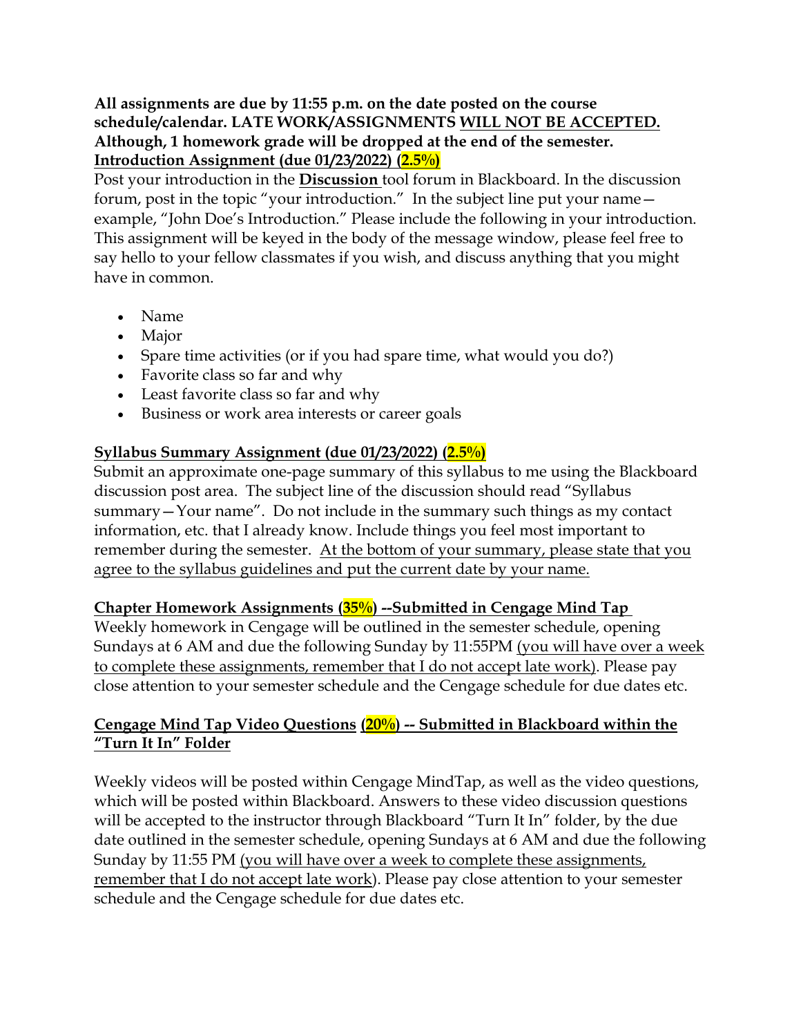**All assignments are due by 11:55 p.m. on the date posted on the course schedule/calendar. LATE WORK/ASSIGNMENTS WILL NOT BE ACCEPTED. Although, 1 homework grade will be dropped at the end of the semester.**

**Introduction Assignment (due 01/23/2022) (2.5%)**

Post your introduction in the **Discussion** tool forum in Blackboard. In the discussion forum, post in the topic "your introduction." In the subject line put your name—example, "John Doe's Introduction." Please include the following in your introduction. This assignment will be keyed in the body of the message window, please feel free to say hello to your fellow classmates if you wish, and discuss anything that you might have in common.

- Name
- Major
- Spare time activities (or if you had spare time, what would you do?)
- Favorite class so far and why
- Least favorite class so far and why
- Business or work area interests or career goals

**Syllabus Summary Assignment (due 01/23/2022) (2.5%)**

Submit an approximate one-page summary of this syllabus to me using the Blackboard discussion post area. The subject line of the discussion should read "Syllabus summary—Your name". Do not include in the summary such things as my contact information, etc. that I already know. Include things you feel most important to remember during the semester. At the bottom of your summary, please state that you agree to the syllabus guidelines and put the current date by your name.

**Chapter Homework Assignments (35%) --Submitted in Cengage Mind Tap**

Weekly homework in Cengage will be outlined in the semester schedule, opening Sundays at 6 AM and due the following Sunday by 11:55PM (you will have over a week to complete these assignments, remember that I do not accept late work). Please pay close attention to your semester schedule and the Cengage schedule for due dates etc.

**Cengage Mind Tap Video Questions (20%) -- Submitted in Blackboard within the "Turn It In" Folder**

Weekly videos will be posted within Cengage MindTap, as well as the video questions, which will be posted within Blackboard. Answers to these video discussion questions will be accepted to the instructor through Blackboard "Turn It In" folder, by the due date outlined in the semester schedule, opening Sundays at 6 AM and due the following Sunday by 11:55 PM (you will have over a week to complete these assignments, remember that I do not accept late work). Please pay close attention to your semester schedule and the Cengage schedule for due dates etc.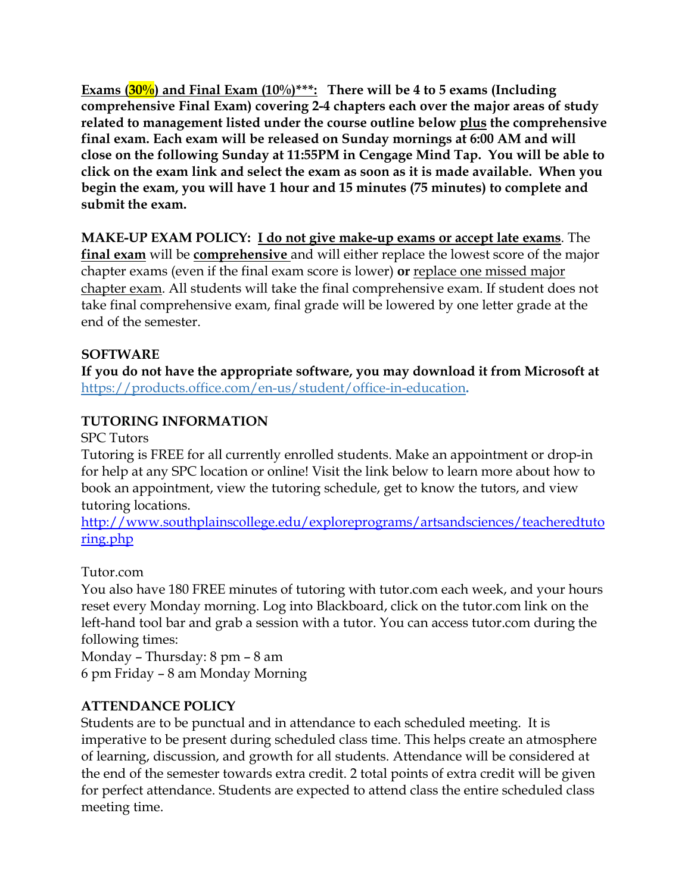**Exams (30%) and Final Exam (10%)***:** **There will be 4 to 5 exams (Including comprehensive Final Exam) covering 2-4 chapters each over the major areas of study related to management listed under the course outline below plus the comprehensive final exam. Each exam will be released on Sunday mornings at 6:00 AM and will close on the following Sunday at 11:55PM in Cengage Mind Tap. You will be able to click on the exam link and select the exam as soon as it is made available. When you begin the exam, you will have 1 hour and 15 minutes (75 minutes) to complete and submit the exam.**

**MAKE-UP EXAM POLICY:** **I do not give make-up exams or accept late exams**. The **final exam** will be **comprehensive** and will either replace the lowest score of the major chapter exams (even if the final exam score is lower) **or** replace one missed major chapter exam. All students will take the final comprehensive exam. If student does not take final comprehensive exam, final grade will be lowered by one letter grade at the end of the semester.

### SOFTWARE

**If you do not have the appropriate software, you may download it from Microsoft at** https://products.office.com/en-us/student/office-in-education**.**

### TUTORING INFORMATION

SPC Tutors

Tutoring is FREE for all currently enrolled students. Make an appointment or drop-in for help at any SPC location or online! Visit the link below to learn more about how to book an appointment, view the tutoring schedule, get to know the tutors, and view tutoring locations.

http://www.southplainscollege.edu/exploreprograms/artsandsciences/teacheredtutoring.php

Tutor.com

You also have 180 FREE minutes of tutoring with tutor.com each week, and your hours reset every Monday morning. Log into Blackboard, click on the tutor.com link on the left-hand tool bar and grab a session with a tutor. You can access tutor.com during the following times:

Monday – Thursday: 8 pm – 8 am

6 pm Friday – 8 am Monday Morning

### ATTENDANCE POLICY

Students are to be punctual and in attendance to each scheduled meeting. It is imperative to be present during scheduled class time. This helps create an atmosphere of learning, discussion, and growth for all students. Attendance will be considered at the end of the semester towards extra credit. 2 total points of extra credit will be given for perfect attendance. Students are expected to attend class the entire scheduled class meeting time.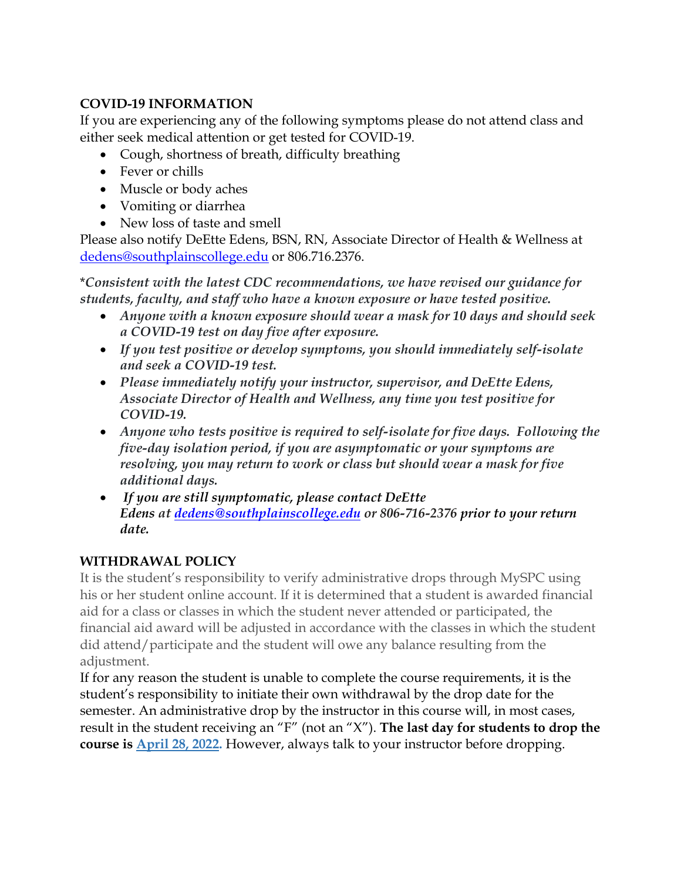## COVID-19 INFORMATION

If you are experiencing any of the following symptoms please do not attend class and either seek medical attention or get tested for COVID-19.

- Cough, shortness of breath, difficulty breathing
- Fever or chills
- Muscle or body aches
- Vomiting or diarrhea
- New loss of taste and smell

Please also notify DeEtte Edens, BSN, RN, Associate Director of Health & Wellness at dedens@southplainscollege.edu or 806.716.2376.

**\****Consistent with the latest CDC recommendations, we have revised our guidance for students, faculty, and staff who have a known exposure or have tested positive.***

- ***Anyone with a known exposure should wear a mask for 10 days and should seek a COVID-19 test on day five after exposure.***
- ***If you test positive or develop symptoms, you should immediately self-isolate and seek a COVID-19 test.***
- ***Please immediately notify your instructor, supervisor, and DeEtte Edens, Associate Director of Health and Wellness, any time you test positive for COVID-19.***
- ***Anyone who tests positive is required to self-isolate for five days. Following the five-day isolation period, if you are asymptomatic or your symptoms are resolving, you may return to work or class but should wear a mask for five additional days.***
- ***If you are still symptomatic, please contact DeEtte Edens at dedens@southplainscollege.edu or 806-716-2376 prior to your return date.***

## WITHDRAWAL POLICY

It is the student's responsibility to verify administrative drops through MySPC using his or her student online account. If it is determined that a student is awarded financial aid for a class or classes in which the student never attended or participated, the financial aid award will be adjusted in accordance with the classes in which the student did attend/participate and the student will owe any balance resulting from the adjustment.

If for any reason the student is unable to complete the course requirements, it is the student's responsibility to initiate their own withdrawal by the drop date for the semester. An administrative drop by the instructor in this course will, in most cases, result in the student receiving an "F" (not an "X"). **The last day for students to drop the course is April 28, 2022.** However, always talk to your instructor before dropping.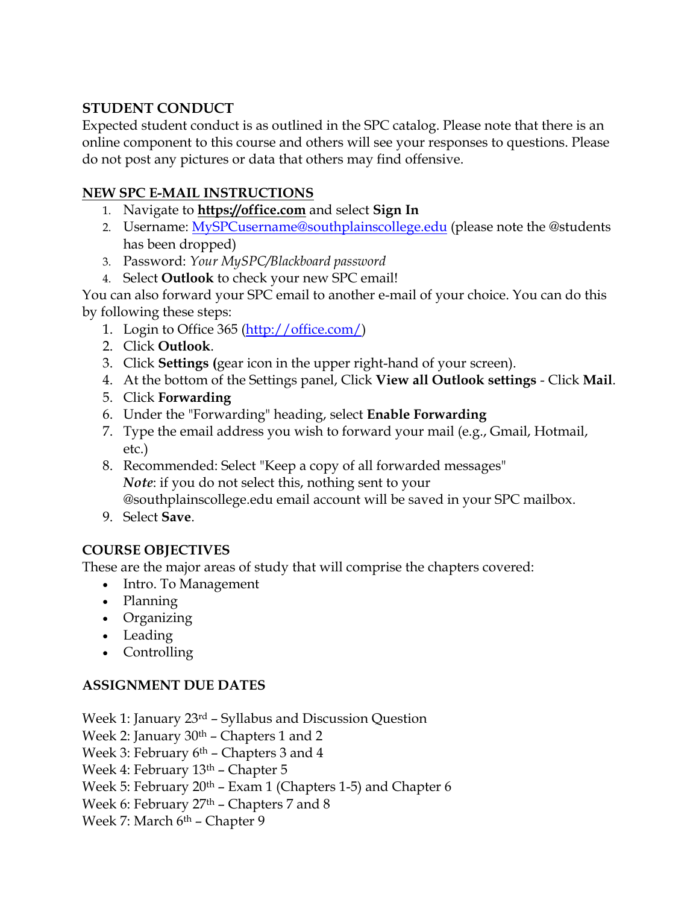**STUDENT CONDUCT**

Expected student conduct is as outlined in the SPC catalog. Please note that there is an online component to this course and others will see your responses to questions. Please do not post any pictures or data that others may find offensive.

**NEW SPC E-MAIL INSTRUCTIONS**

1. Navigate to **https://office.com** and select **Sign In**
2. Username: MySPCusername@southplainscollege.edu (please note the @students has been dropped)
3. Password: *Your MySPC/Blackboard password*
4. Select **Outlook** to check your new SPC email!

You can also forward your SPC email to another e-mail of your choice. You can do this by following these steps:

1. Login to Office 365 (http://office.com/)
2. Click **Outlook**.
3. Click **Settings (**gear icon in the upper right-hand of your screen).
4. At the bottom of the Settings panel, Click **View all Outlook settings** - Click **Mail**.
5. Click **Forwarding**
6. Under the "Forwarding" heading, select **Enable Forwarding**
7. Type the email address you wish to forward your mail (e.g., Gmail, Hotmail, etc.)
8. Recommended: Select "Keep a copy of all forwarded messages"
   ***Note***: if you do not select this, nothing sent to your @southplainscollege.edu email account will be saved in your SPC mailbox.
9. Select **Save**.

**COURSE OBJECTIVES**

These are the major areas of study that will comprise the chapters covered:

- Intro. To Management
- Planning
- Organizing
- Leading
- Controlling

**ASSIGNMENT DUE DATES**

Week 1: January 23rd – Syllabus and Discussion Question
Week 2: January 30th – Chapters 1 and 2
Week 3: February 6th – Chapters 3 and 4
Week 4: February 13th – Chapter 5
Week 5: February 20th – Exam 1 (Chapters 1-5) and Chapter 6
Week 6: February 27th – Chapters 7 and 8
Week 7: March 6th – Chapter 9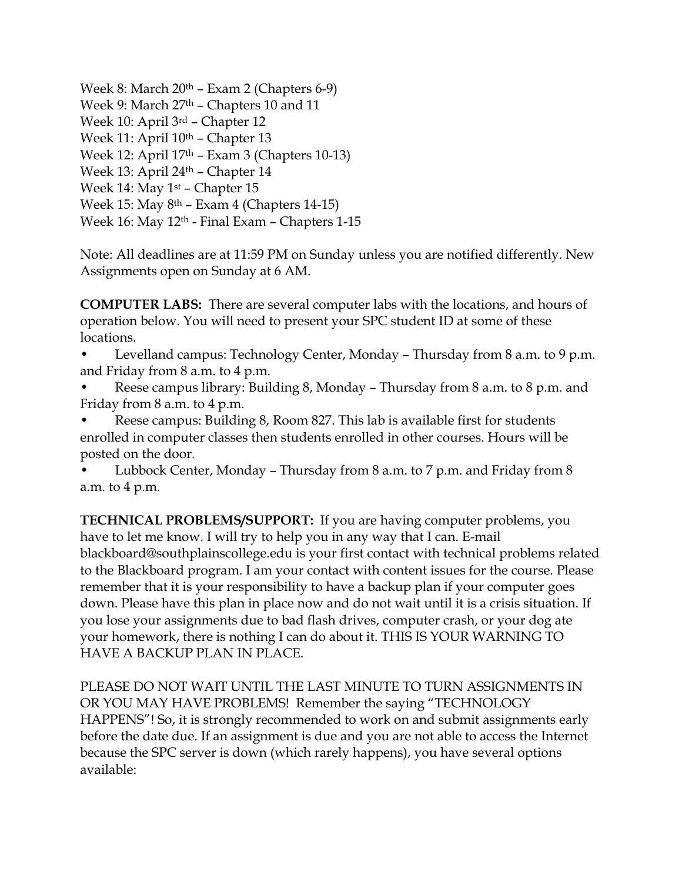Week 8: March 20th – Exam 2 (Chapters 6-9)
Week 9: March 27th – Chapters 10 and 11
Week 10: April 3rd – Chapter 12
Week 11: April 10th – Chapter 13
Week 12: April 17th – Exam 3 (Chapters 10-13)
Week 13: April 24th – Chapter 14
Week 14: May 1st – Chapter 15
Week 15: May 8th – Exam 4 (Chapters 14-15)
Week 16: May 12th - Final Exam – Chapters 1-15

Note: All deadlines are at 11:59 PM on Sunday unless you are notified differently. New Assignments open on Sunday at 6 AM.

**COMPUTER LABS:** There are several computer labs with the locations, and hours of operation below. You will need to present your SPC student ID at some of these locations.

- Levelland campus: Technology Center, Monday – Thursday from 8 a.m. to 9 p.m. and Friday from 8 a.m. to 4 p.m.
- Reese campus library: Building 8, Monday – Thursday from 8 a.m. to 8 p.m. and Friday from 8 a.m. to 4 p.m.
- Reese campus: Building 8, Room 827. This lab is available first for students enrolled in computer classes then students enrolled in other courses. Hours will be posted on the door.
- Lubbock Center, Monday – Thursday from 8 a.m. to 7 p.m. and Friday from 8 a.m. to 4 p.m.

**TECHNICAL PROBLEMS/SUPPORT:** If you are having computer problems, you have to let me know. I will try to help you in any way that I can. E-mail blackboard@southplainscollege.edu is your first contact with technical problems related to the Blackboard program. I am your contact with content issues for the course. Please remember that it is your responsibility to have a backup plan if your computer goes down. Please have this plan in place now and do not wait until it is a crisis situation. If you lose your assignments due to bad flash drives, computer crash, or your dog ate your homework, there is nothing I can do about it. THIS IS YOUR WARNING TO HAVE A BACKUP PLAN IN PLACE.

PLEASE DO NOT WAIT UNTIL THE LAST MINUTE TO TURN ASSIGNMENTS IN OR YOU MAY HAVE PROBLEMS! Remember the saying "TECHNOLOGY HAPPENS"! So, it is strongly recommended to work on and submit assignments early before the date due. If an assignment is due and you are not able to access the Internet because the SPC server is down (which rarely happens), you have several options available: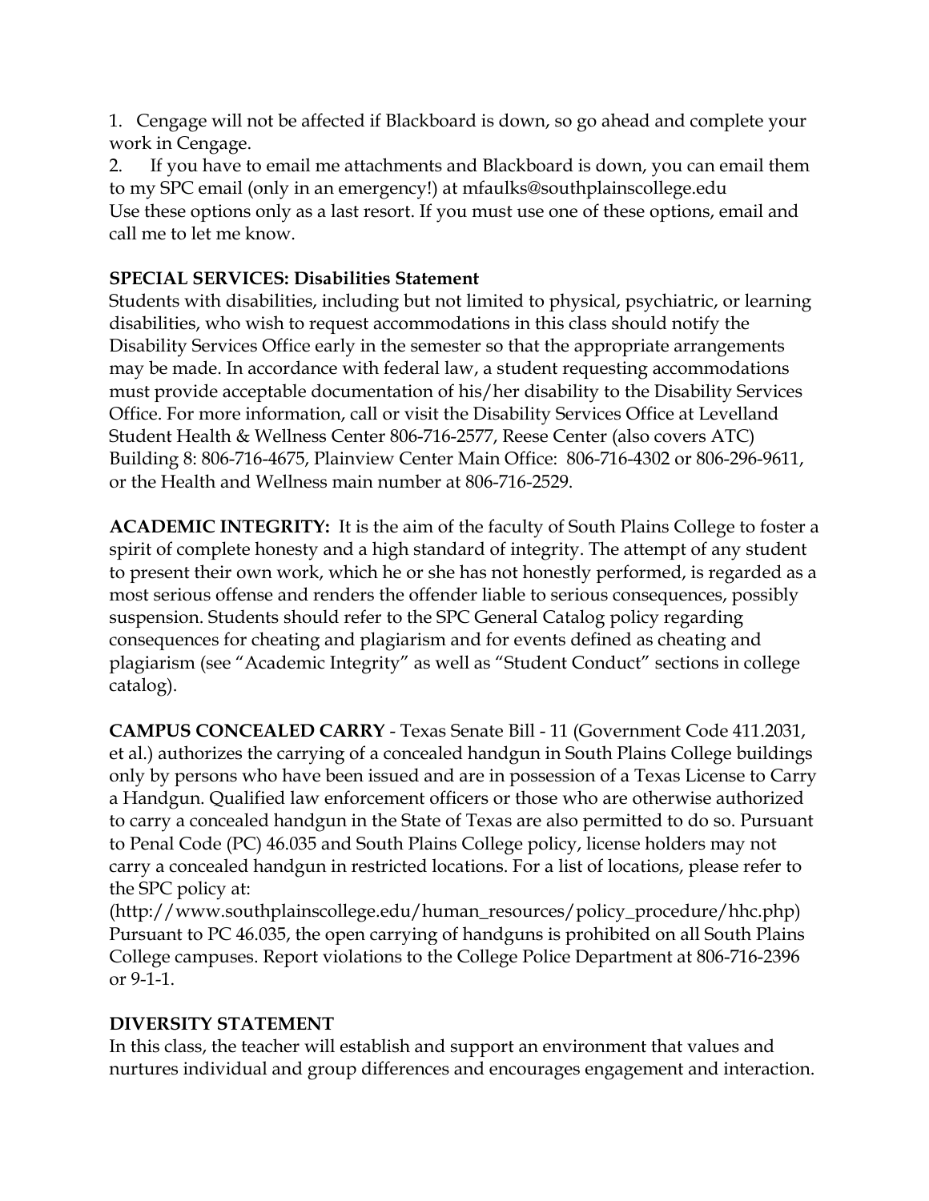1. Cengage will not be affected if Blackboard is down, so go ahead and complete your work in Cengage.
2. If you have to email me attachments and Blackboard is down, you can email them to my SPC email (only in an emergency!) at mfaulks@southplainscollege.edu

Use these options only as a last resort. If you must use one of these options, email and call me to let me know.

**SPECIAL SERVICES: Disabilities Statement**

Students with disabilities, including but not limited to physical, psychiatric, or learning disabilities, who wish to request accommodations in this class should notify the Disability Services Office early in the semester so that the appropriate arrangements may be made. In accordance with federal law, a student requesting accommodations must provide acceptable documentation of his/her disability to the Disability Services Office. For more information, call or visit the Disability Services Office at Levelland Student Health & Wellness Center 806-716-2577, Reese Center (also covers ATC) Building 8: 806-716-4675, Plainview Center Main Office: 806-716-4302 or 806-296-9611, or the Health and Wellness main number at 806-716-2529.

**ACADEMIC INTEGRITY:** It is the aim of the faculty of South Plains College to foster a spirit of complete honesty and a high standard of integrity. The attempt of any student to present their own work, which he or she has not honestly performed, is regarded as a most serious offense and renders the offender liable to serious consequences, possibly suspension. Students should refer to the SPC General Catalog policy regarding consequences for cheating and plagiarism and for events defined as cheating and plagiarism (see "Academic Integrity" as well as "Student Conduct" sections in college catalog).

**CAMPUS CONCEALED CARRY** - Texas Senate Bill - 11 (Government Code 411.2031, et al.) authorizes the carrying of a concealed handgun in South Plains College buildings only by persons who have been issued and are in possession of a Texas License to Carry a Handgun. Qualified law enforcement officers or those who are otherwise authorized to carry a concealed handgun in the State of Texas are also permitted to do so. Pursuant to Penal Code (PC) 46.035 and South Plains College policy, license holders may not carry a concealed handgun in restricted locations. For a list of locations, please refer to the SPC policy at:
(http://www.southplainscollege.edu/human_resources/policy_procedure/hhc.php)
Pursuant to PC 46.035, the open carrying of handguns is prohibited on all South Plains College campuses. Report violations to the College Police Department at 806-716-2396 or 9-1-1.

**DIVERSITY STATEMENT**

In this class, the teacher will establish and support an environment that values and nurtures individual and group differences and encourages engagement and interaction.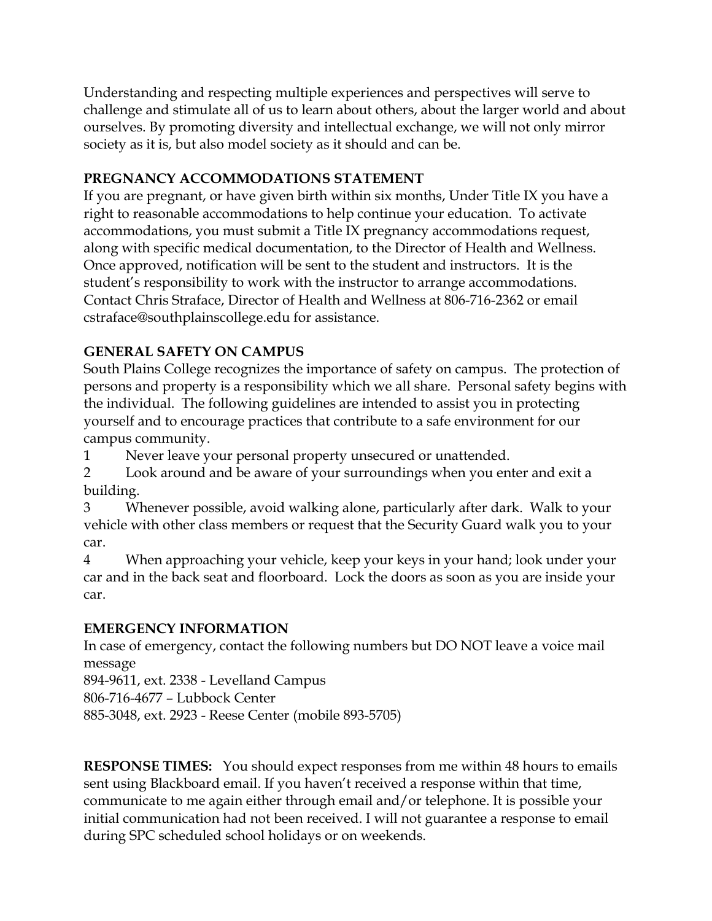Understanding and respecting multiple experiences and perspectives will serve to challenge and stimulate all of us to learn about others, about the larger world and about ourselves. By promoting diversity and intellectual exchange, we will not only mirror society as it is, but also model society as it should and can be.

**PREGNANCY ACCOMMODATIONS STATEMENT**

If you are pregnant, or have given birth within six months, Under Title IX you have a right to reasonable accommodations to help continue your education. To activate accommodations, you must submit a Title IX pregnancy accommodations request, along with specific medical documentation, to the Director of Health and Wellness. Once approved, notification will be sent to the student and instructors. It is the student's responsibility to work with the instructor to arrange accommodations. Contact Chris Straface, Director of Health and Wellness at 806-716-2362 or email cstraface@southplainscollege.edu for assistance.

**GENERAL SAFETY ON CAMPUS**

South Plains College recognizes the importance of safety on campus. The protection of persons and property is a responsibility which we all share. Personal safety begins with the individual. The following guidelines are intended to assist you in protecting yourself and to encourage practices that contribute to a safe environment for our campus community.

1 Never leave your personal property unsecured or unattended.

2 Look around and be aware of your surroundings when you enter and exit a building.

3 Whenever possible, avoid walking alone, particularly after dark. Walk to your vehicle with other class members or request that the Security Guard walk you to your car.

4 When approaching your vehicle, keep your keys in your hand; look under your car and in the back seat and floorboard. Lock the doors as soon as you are inside your car.

**EMERGENCY INFORMATION**

In case of emergency, contact the following numbers but DO NOT leave a voice mail message

894-9611, ext. 2338 - Levelland Campus

806-716-4677 – Lubbock Center

885-3048, ext. 2923 - Reese Center (mobile 893-5705)

**RESPONSE TIMES:** You should expect responses from me within 48 hours to emails sent using Blackboard email. If you haven't received a response within that time, communicate to me again either through email and/or telephone. It is possible your initial communication had not been received. I will not guarantee a response to email during SPC scheduled school holidays or on weekends.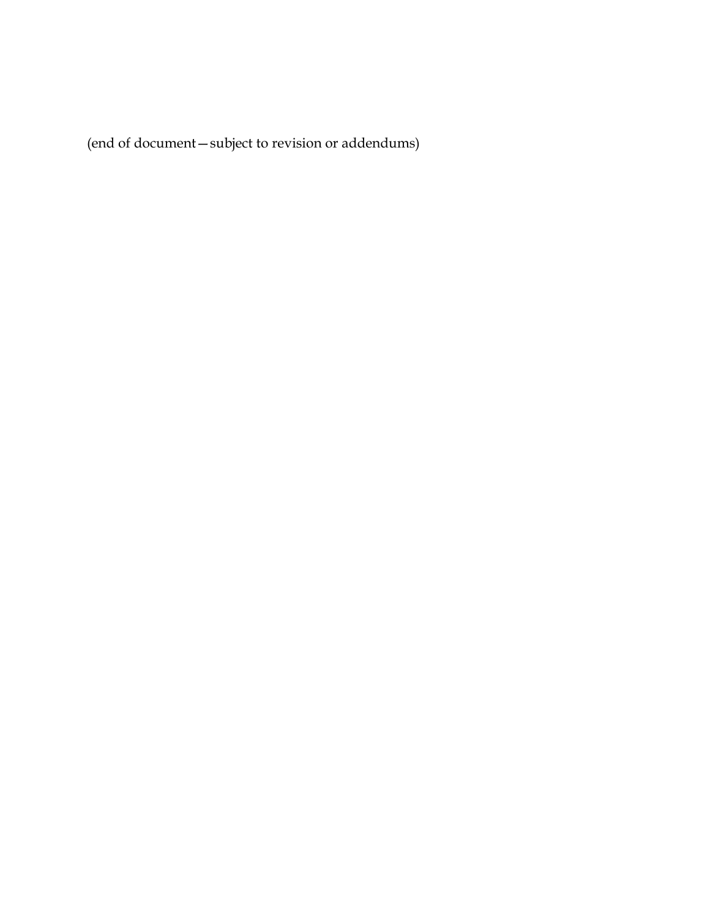(end of document—subject to revision or addendums)